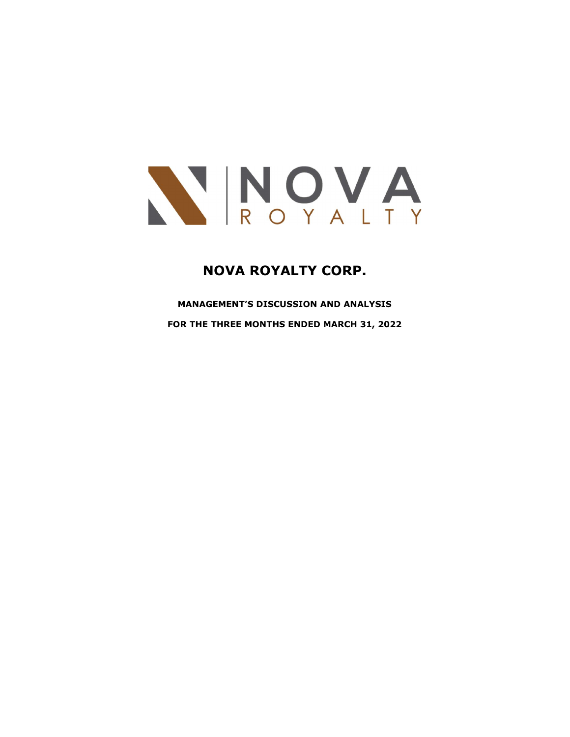# NOVA ROYALTY CORP.

**MANAGEMENT'S DISCUSSION AND ANALYSIS**

**FOR THE THREE MONTHS ENDED MARCH 31, 2022**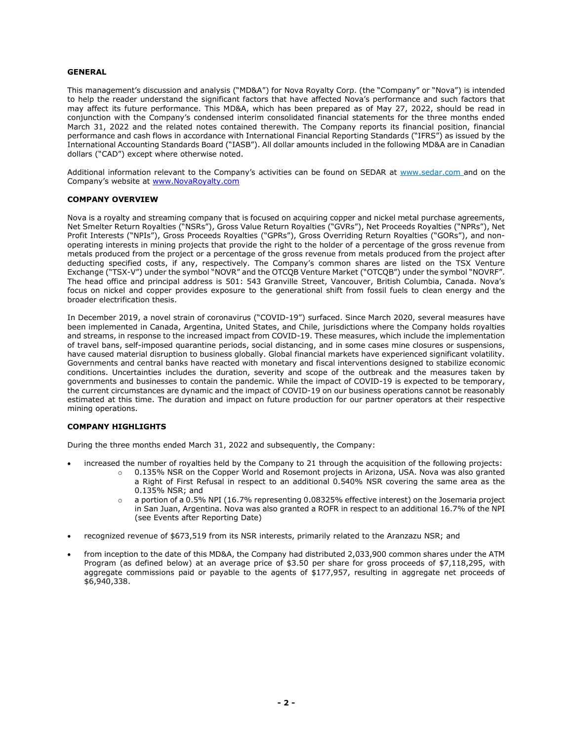## GENERAL

This management's discussion and analysis ("MD&A") for Nova Royalty Corp. (the "Company" or "Nova") is intended to help the reader understand the significant factors that have affected Nova's performance and such factors that may affect its future performance. This MD&A, which has been prepared as of May 27, 2022, should be read in conjunction with the Company's condensed interim consolidated financial statements for the three months ended March 31, 2022 and the related notes contained therewith. The Company reports its financial position, financial performance and cash flows in accordance with International Financial Reporting Standards ("IFRS") as issued by the International Accounting Standards Board ("IASB"). All dollar amounts included in the following MD&A are in Canadian dollars ("CAD") except where otherwise noted.

Additional information relevant to the Company's activities can be found on SEDAR at www.sedar.com and on the Company's website at www.NovaRoyalty.com

## COMPANY OVERVIEW

Nova is a royalty and streaming company that is focused on acquiring copper and nickel metal purchase agreements, Net Smelter Return Royalties ("NSRs"), Gross Value Return Royalties ("GVRs"), Net Proceeds Royalties ("NPRs"), Net Profit Interests ("NPIs"), Gross Proceeds Royalties ("GPRs"), Gross Overriding Return Royalties ("GORs"), and non-operating interests in mining projects that provide the right to the holder of a percentage of the gross revenue from metals produced from the project or a percentage of the gross revenue from metals produced from the project after deducting specified costs, if any, respectively. The Company's common shares are listed on the TSX Venture Exchange ("TSX-V") under the symbol "NOVR" and the OTCQB Venture Market ("OTCQB") under the symbol "NOVRF". The head office and principal address is 501: 543 Granville Street, Vancouver, British Columbia, Canada. Nova's focus on nickel and copper provides exposure to the generational shift from fossil fuels to clean energy and the broader electrification thesis.

In December 2019, a novel strain of coronavirus ("COVID-19") surfaced. Since March 2020, several measures have been implemented in Canada, Argentina, United States, and Chile, jurisdictions where the Company holds royalties and streams, in response to the increased impact from COVID-19. These measures, which include the implementation of travel bans, self-imposed quarantine periods, social distancing, and in some cases mine closures or suspensions, have caused material disruption to business globally. Global financial markets have experienced significant volatility. Governments and central banks have reacted with monetary and fiscal interventions designed to stabilize economic conditions. Uncertainties includes the duration, severity and scope of the outbreak and the measures taken by governments and businesses to contain the pandemic. While the impact of COVID-19 is expected to be temporary, the current circumstances are dynamic and the impact of COVID-19 on our business operations cannot be reasonably estimated at this time. The duration and impact on future production for our partner operators at their respective mining operations.

## COMPANY HIGHLIGHTS

During the three months ended March 31, 2022 and subsequently, the Company:

- increased the number of royalties held by the Company to 21 through the acquisition of the following projects:
  - 0.135% NSR on the Copper World and Rosemont projects in Arizona, USA. Nova was also granted a Right of First Refusal in respect to an additional 0.540% NSR covering the same area as the 0.135% NSR; and
  - a portion of a 0.5% NPI (16.7% representing 0.08325% effective interest) on the Josemaria project in San Juan, Argentina. Nova was also granted a ROFR in respect to an additional 16.7% of the NPI (see Events after Reporting Date)
- recognized revenue of $673,519 from its NSR interests, primarily related to the Aranzazu NSR; and
- from inception to the date of this MD&A, the Company had distributed 2,033,900 common shares under the ATM Program (as defined below) at an average price of $3.50 per share for gross proceeds of $7,118,295, with aggregate commissions paid or payable to the agents of $177,957, resulting in aggregate net proceeds of $6,940,338.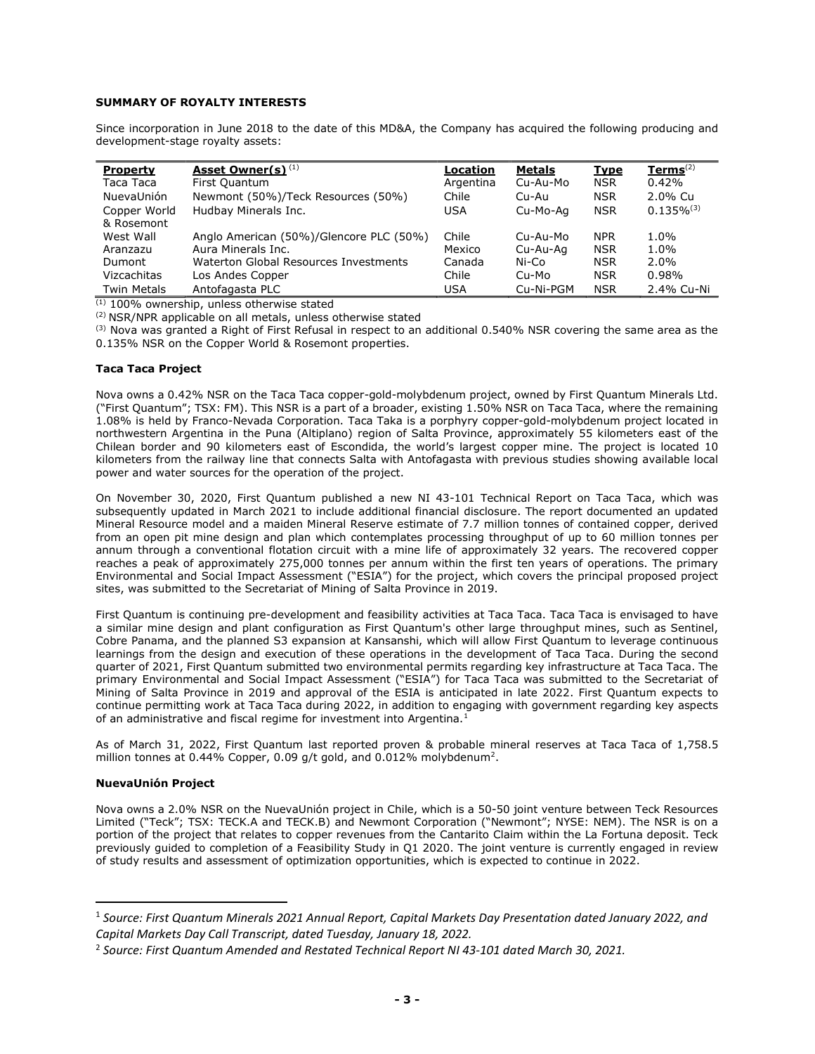**SUMMARY OF ROYALTY INTERESTS**

Since incorporation in June 2018 to the date of this MD&A, the Company has acquired the following producing and development-stage royalty assets:

| Property | Asset Owner(s) [(1)] | Location | Metals | Type | Terms[(2)] |
|---|---|---|---|---|---|
| Taca Taca | First Quantum | Argentina | Cu-Au-Mo | NSR | 0.42% |
| NuevaUnión | Newmont (50%)/Teck Resources (50%) | Chile | Cu-Au | NSR | 2.0% Cu |
| Copper World & Rosemont | Hudbay Minerals Inc. | USA | Cu-Mo-Ag | NSR | 0.135%[(3)] |
| West Wall | Anglo American (50%)/Glencore PLC (50%) | Chile | Cu-Au-Mo | NPR | 1.0% |
| Aranzazu | Aura Minerals Inc. | Mexico | Cu-Au-Ag | NSR | 1.0% |
| Dumont | Waterton Global Resources Investments | Canada | Ni-Co | NSR | 2.0% |
| Vizcachitas | Los Andes Copper | Chile | Cu-Mo | NSR | 0.98% |
| Twin Metals | Antofagasta PLC | USA | Cu-Ni-PGM | NSR | 2.4% Cu-Ni |

(1) 100% ownership, unless otherwise stated

(2) NSR/NPR applicable on all metals, unless otherwise stated

(3) Nova was granted a Right of First Refusal in respect to an additional 0.540% NSR covering the same area as the 0.135% NSR on the Copper World & Rosemont properties.

**Taca Taca Project**

Nova owns a 0.42% NSR on the Taca Taca copper-gold-molybdenum project, owned by First Quantum Minerals Ltd. ("First Quantum"; TSX: FM). This NSR is a part of a broader, existing 1.50% NSR on Taca Taca, where the remaining 1.08% is held by Franco-Nevada Corporation. Taca Taka is a porphyry copper-gold-molybdenum project located in northwestern Argentina in the Puna (Altiplano) region of Salta Province, approximately 55 kilometers east of the Chilean border and 90 kilometers east of Escondida, the world's largest copper mine. The project is located 10 kilometers from the railway line that connects Salta with Antofagasta with previous studies showing available local power and water sources for the operation of the project.

On November 30, 2020, First Quantum published a new NI 43-101 Technical Report on Taca Taca, which was subsequently updated in March 2021 to include additional financial disclosure. The report documented an updated Mineral Resource model and a maiden Mineral Reserve estimate of 7.7 million tonnes of contained copper, derived from an open pit mine design and plan which contemplates processing throughput of up to 60 million tonnes per annum through a conventional flotation circuit with a mine life of approximately 32 years. The recovered copper reaches a peak of approximately 275,000 tonnes per annum within the first ten years of operations. The primary Environmental and Social Impact Assessment ("ESIA") for the project, which covers the principal proposed project sites, was submitted to the Secretariat of Mining of Salta Province in 2019.

First Quantum is continuing pre-development and feasibility activities at Taca Taca. Taca Taca is envisaged to have a similar mine design and plant configuration as First Quantum's other large throughput mines, such as Sentinel, Cobre Panama, and the planned S3 expansion at Kansanshi, which will allow First Quantum to leverage continuous learnings from the design and execution of these operations in the development of Taca Taca. During the second quarter of 2021, First Quantum submitted two environmental permits regarding key infrastructure at Taca Taca. The primary Environmental and Social Impact Assessment ("ESIA") for Taca Taca was submitted to the Secretariat of Mining of Salta Province in 2019 and approval of the ESIA is anticipated in late 2022. First Quantum expects to continue permitting work at Taca Taca during 2022, in addition to engaging with government regarding key aspects of an administrative and fiscal regime for investment into Argentina.[1]

As of March 31, 2022, First Quantum last reported proven & probable mineral reserves at Taca Taca of 1,758.5 million tonnes at 0.44% Copper, 0.09 g/t gold, and 0.012% molybdenum[2].

**NuevaUnión Project**

Nova owns a 2.0% NSR on the NuevaUnión project in Chile, which is a 50-50 joint venture between Teck Resources Limited ("Teck"; TSX: TECK.A and TECK.B) and Newmont Corporation ("Newmont"; NYSE: NEM). The NSR is on a portion of the project that relates to copper revenues from the Cantarito Claim within the La Fortuna deposit. Teck previously guided to completion of a Feasibility Study in Q1 2020. The joint venture is currently engaged in review of study results and assessment of optimization opportunities, which is expected to continue in 2022.

---

[1] *Source: First Quantum Minerals 2021 Annual Report, Capital Markets Day Presentation dated January 2022, and Capital Markets Day Call Transcript, dated Tuesday, January 18, 2022.*

[2] *Source: First Quantum Amended and Restated Technical Report NI 43-101 dated March 30, 2021.*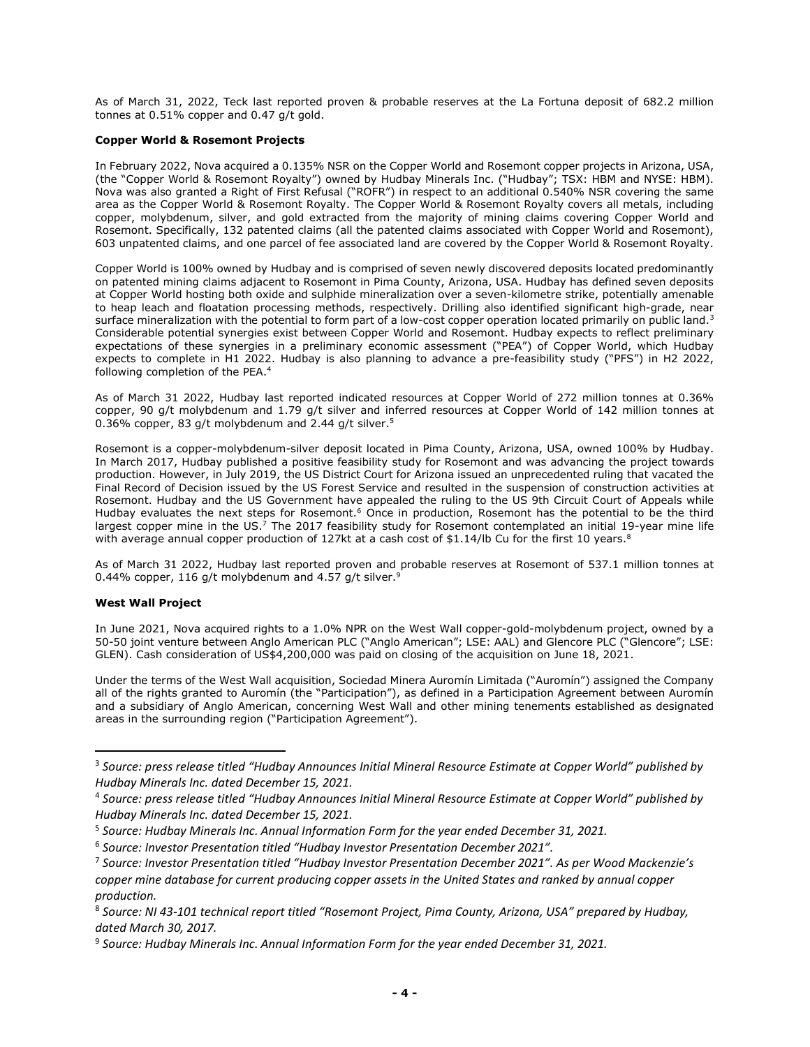As of March 31, 2022, Teck last reported proven & probable reserves at the La Fortuna deposit of 682.2 million tonnes at 0.51% copper and 0.47 g/t gold.

**Copper World & Rosemont Projects**

In February 2022, Nova acquired a 0.135% NSR on the Copper World and Rosemont copper projects in Arizona, USA, (the "Copper World & Rosemont Royalty") owned by Hudbay Minerals Inc. ("Hudbay"; TSX: HBM and NYSE: HBM). Nova was also granted a Right of First Refusal ("ROFR") in respect to an additional 0.540% NSR covering the same area as the Copper World & Rosemont Royalty. The Copper World & Rosemont Royalty covers all metals, including copper, molybdenum, silver, and gold extracted from the majority of mining claims covering Copper World and Rosemont. Specifically, 132 patented claims (all the patented claims associated with Copper World and Rosemont), 603 unpatented claims, and one parcel of fee associated land are covered by the Copper World & Rosemont Royalty.

Copper World is 100% owned by Hudbay and is comprised of seven newly discovered deposits located predominantly on patented mining claims adjacent to Rosemont in Pima County, Arizona, USA. Hudbay has defined seven deposits at Copper World hosting both oxide and sulphide mineralization over a seven-kilometre strike, potentially amenable to heap leach and floatation processing methods, respectively. Drilling also identified significant high-grade, near surface mineralization with the potential to form part of a low-cost copper operation located primarily on public land.[3] Considerable potential synergies exist between Copper World and Rosemont. Hudbay expects to reflect preliminary expectations of these synergies in a preliminary economic assessment ("PEA") of Copper World, which Hudbay expects to complete in H1 2022. Hudbay is also planning to advance a pre-feasibility study ("PFS") in H2 2022, following completion of the PEA.[4]

As of March 31 2022, Hudbay last reported indicated resources at Copper World of 272 million tonnes at 0.36% copper, 90 g/t molybdenum and 1.79 g/t silver and inferred resources at Copper World of 142 million tonnes at 0.36% copper, 83 g/t molybdenum and 2.44 g/t silver.[5]

Rosemont is a copper-molybdenum-silver deposit located in Pima County, Arizona, USA, owned 100% by Hudbay. In March 2017, Hudbay published a positive feasibility study for Rosemont and was advancing the project towards production. However, in July 2019, the US District Court for Arizona issued an unprecedented ruling that vacated the Final Record of Decision issued by the US Forest Service and resulted in the suspension of construction activities at Rosemont. Hudbay and the US Government have appealed the ruling to the US 9th Circuit Court of Appeals while Hudbay evaluates the next steps for Rosemont.[6] Once in production, Rosemont has the potential to be the third largest copper mine in the US.[7] The 2017 feasibility study for Rosemont contemplated an initial 19-year mine life with average annual copper production of 127kt at a cash cost of $1.14/lb Cu for the first 10 years.[8]

As of March 31 2022, Hudbay last reported proven and probable reserves at Rosemont of 537.1 million tonnes at 0.44% copper, 116 g/t molybdenum and 4.57 g/t silver.[9]

**West Wall Project**

In June 2021, Nova acquired rights to a 1.0% NPR on the West Wall copper-gold-molybdenum project, owned by a 50-50 joint venture between Anglo American PLC ("Anglo American"; LSE: AAL) and Glencore PLC ("Glencore"; LSE: GLEN). Cash consideration of US$4,200,000 was paid on closing of the acquisition on June 18, 2021.

Under the terms of the West Wall acquisition, Sociedad Minera Auromín Limitada ("Auromín") assigned the Company all of the rights granted to Auromín (the "Participation"), as defined in a Participation Agreement between Auromín and a subsidiary of Anglo American, concerning West Wall and other mining tenements established as designated areas in the surrounding region ("Participation Agreement").

---

[3] *Source: press release titled "Hudbay Announces Initial Mineral Resource Estimate at Copper World" published by Hudbay Minerals Inc. dated December 15, 2021.*

[4] *Source: press release titled "Hudbay Announces Initial Mineral Resource Estimate at Copper World" published by Hudbay Minerals Inc. dated December 15, 2021.*

[5] *Source: Hudbay Minerals Inc. Annual Information Form for the year ended December 31, 2021.*

[6] *Source: Investor Presentation titled "Hudbay Investor Presentation December 2021".*

[7] *Source: Investor Presentation titled "Hudbay Investor Presentation December 2021". As per Wood Mackenzie's copper mine database for current producing copper assets in the United States and ranked by annual copper production.*

[8] *Source: NI 43-101 technical report titled "Rosemont Project, Pima County, Arizona, USA" prepared by Hudbay, dated March 30, 2017.*

[9] *Source: Hudbay Minerals Inc. Annual Information Form for the year ended December 31, 2021.*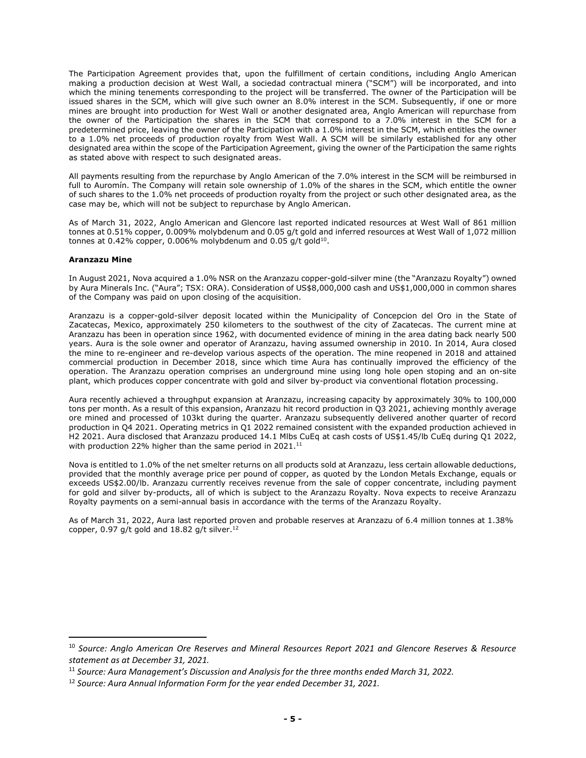The Participation Agreement provides that, upon the fulfillment of certain conditions, including Anglo American making a production decision at West Wall, a sociedad contractual minera ("SCM") will be incorporated, and into which the mining tenements corresponding to the project will be transferred. The owner of the Participation will be issued shares in the SCM, which will give such owner an 8.0% interest in the SCM. Subsequently, if one or more mines are brought into production for West Wall or another designated area, Anglo American will repurchase from the owner of the Participation the shares in the SCM that correspond to a 7.0% interest in the SCM for a predetermined price, leaving the owner of the Participation with a 1.0% interest in the SCM, which entitles the owner to a 1.0% net proceeds of production royalty from West Wall. A SCM will be similarly established for any other designated area within the scope of the Participation Agreement, giving the owner of the Participation the same rights as stated above with respect to such designated areas.

All payments resulting from the repurchase by Anglo American of the 7.0% interest in the SCM will be reimbursed in full to Auromín. The Company will retain sole ownership of 1.0% of the shares in the SCM, which entitle the owner of such shares to the 1.0% net proceeds of production royalty from the project or such other designated area, as the case may be, which will not be subject to repurchase by Anglo American.

As of March 31, 2022, Anglo American and Glencore last reported indicated resources at West Wall of 861 million tonnes at 0.51% copper, 0.009% molybdenum and 0.05 g/t gold and inferred resources at West Wall of 1,072 million tonnes at 0.42% copper, 0.006% molybdenum and 0.05 g/t gold[10].

**Aranzazu Mine**

In August 2021, Nova acquired a 1.0% NSR on the Aranzazu copper-gold-silver mine (the "Aranzazu Royalty") owned by Aura Minerals Inc. ("Aura"; TSX: ORA). Consideration of US$8,000,000 cash and US$1,000,000 in common shares of the Company was paid on upon closing of the acquisition.

Aranzazu is a copper-gold-silver deposit located within the Municipality of Concepcion del Oro in the State of Zacatecas, Mexico, approximately 250 kilometers to the southwest of the city of Zacatecas. The current mine at Aranzazu has been in operation since 1962, with documented evidence of mining in the area dating back nearly 500 years. Aura is the sole owner and operator of Aranzazu, having assumed ownership in 2010. In 2014, Aura closed the mine to re-engineer and re-develop various aspects of the operation. The mine reopened in 2018 and attained commercial production in December 2018, since which time Aura has continually improved the efficiency of the operation. The Aranzazu operation comprises an underground mine using long hole open stoping and an on-site plant, which produces copper concentrate with gold and silver by-product via conventional flotation processing.

Aura recently achieved a throughput expansion at Aranzazu, increasing capacity by approximately 30% to 100,000 tons per month. As a result of this expansion, Aranzazu hit record production in Q3 2021, achieving monthly average ore mined and processed of 103kt during the quarter. Aranzazu subsequently delivered another quarter of record production in Q4 2021. Operating metrics in Q1 2022 remained consistent with the expanded production achieved in H2 2021. Aura disclosed that Aranzazu produced 14.1 Mlbs CuEq at cash costs of US$1.45/lb CuEq during Q1 2022, with production 22% higher than the same period in 2021.[11]

Nova is entitled to 1.0% of the net smelter returns on all products sold at Aranzazu, less certain allowable deductions, provided that the monthly average price per pound of copper, as quoted by the London Metals Exchange, equals or exceeds US$2.00/lb. Aranzazu currently receives revenue from the sale of copper concentrate, including payment for gold and silver by-products, all of which is subject to the Aranzazu Royalty. Nova expects to receive Aranzazu Royalty payments on a semi-annual basis in accordance with the terms of the Aranzazu Royalty.

As of March 31, 2022, Aura last reported proven and probable reserves at Aranzazu of 6.4 million tonnes at 1.38% copper, 0.97 g/t gold and 18.82 g/t silver.[12]

---

[10] *Source: Anglo American Ore Reserves and Mineral Resources Report 2021 and Glencore Reserves & Resource statement as at December 31, 2021.*

[11] *Source: Aura Management's Discussion and Analysis for the three months ended March 31, 2022.*

[12] *Source: Aura Annual Information Form for the year ended December 31, 2021.*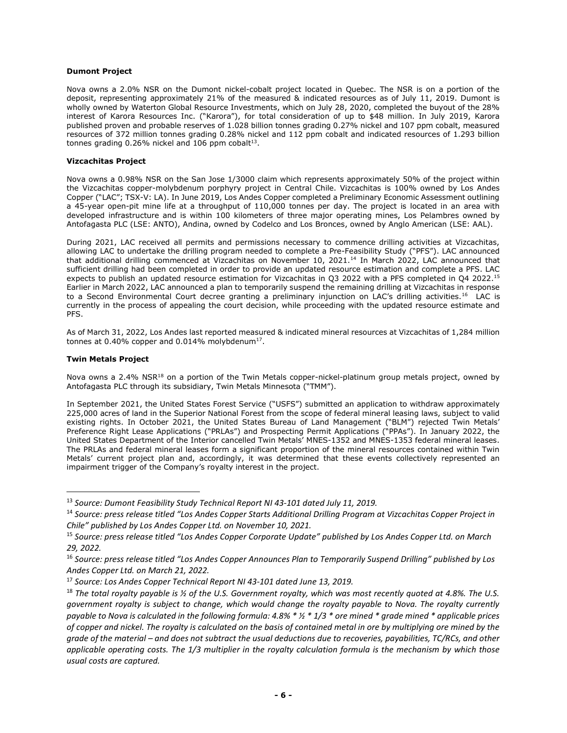**Dumont Project**

Nova owns a 2.0% NSR on the Dumont nickel-cobalt project located in Quebec. The NSR is on a portion of the deposit, representing approximately 21% of the measured & indicated resources as of July 11, 2019. Dumont is wholly owned by Waterton Global Resource Investments, which on July 28, 2020, completed the buyout of the 28% interest of Karora Resources Inc. ("Karora"), for total consideration of up to $48 million. In July 2019, Karora published proven and probable reserves of 1.028 billion tonnes grading 0.27% nickel and 107 ppm cobalt, measured resources of 372 million tonnes grading 0.28% nickel and 112 ppm cobalt and indicated resources of 1.293 billion tonnes grading 0.26% nickel and 106 ppm cobalt[13].

**Vizcachitas Project**

Nova owns a 0.98% NSR on the San Jose 1/3000 claim which represents approximately 50% of the project within the Vizcachitas copper-molybdenum porphyry project in Central Chile. Vizcachitas is 100% owned by Los Andes Copper ("LAC"; TSX-V: LA). In June 2019, Los Andes Copper completed a Preliminary Economic Assessment outlining a 45-year open-pit mine life at a throughput of 110,000 tonnes per day. The project is located in an area with developed infrastructure and is within 100 kilometers of three major operating mines, Los Pelambres owned by Antofagasta PLC (LSE: ANTO), Andina, owned by Codelco and Los Bronces, owned by Anglo American (LSE: AAL).

During 2021, LAC received all permits and permissions necessary to commence drilling activities at Vizcachitas, allowing LAC to undertake the drilling program needed to complete a Pre-Feasibility Study ("PFS"). LAC announced that additional drilling commenced at Vizcachitas on November 10, 2021.[14] In March 2022, LAC announced that sufficient drilling had been completed in order to provide an updated resource estimation and complete a PFS. LAC expects to publish an updated resource estimation for Vizcachitas in Q3 2022 with a PFS completed in Q4 2022.[15] Earlier in March 2022, LAC announced a plan to temporarily suspend the remaining drilling at Vizcachitas in response to a Second Environmental Court decree granting a preliminary injunction on LAC's drilling activities.[16] LAC is currently in the process of appealing the court decision, while proceeding with the updated resource estimate and PFS.

As of March 31, 2022, Los Andes last reported measured & indicated mineral resources at Vizcachitas of 1,284 million tonnes at 0.40% copper and 0.014% molybdenum[17].

**Twin Metals Project**

Nova owns a 2.4% NSR[18] on a portion of the Twin Metals copper-nickel-platinum group metals project, owned by Antofagasta PLC through its subsidiary, Twin Metals Minnesota ("TMM").

In September 2021, the United States Forest Service ("USFS") submitted an application to withdraw approximately 225,000 acres of land in the Superior National Forest from the scope of federal mineral leasing laws, subject to valid existing rights. In October 2021, the United States Bureau of Land Management ("BLM") rejected Twin Metals' Preference Right Lease Applications ("PRLAs") and Prospecting Permit Applications ("PPAs"). In January 2022, the United States Department of the Interior cancelled Twin Metals' MNES-1352 and MNES-1353 federal mineral leases. The PRLAs and federal mineral leases form a significant proportion of the mineral resources contained within Twin Metals' current project plan and, accordingly, it was determined that these events collectively represented an impairment trigger of the Company's royalty interest in the project.

---

[13] *Source: Dumont Feasibility Study Technical Report NI 43-101 dated July 11, 2019.*

[14] *Source: press release titled "Los Andes Copper Starts Additional Drilling Program at Vizcachitas Copper Project in Chile" published by Los Andes Copper Ltd. on November 10, 2021.*

[15] *Source: press release titled "Los Andes Copper Corporate Update" published by Los Andes Copper Ltd. on March 29, 2022.*

[16] *Source: press release titled "Los Andes Copper Announces Plan to Temporarily Suspend Drilling" published by Los Andes Copper Ltd. on March 21, 2022.*

[17] *Source: Los Andes Copper Technical Report NI 43-101 dated June 13, 2019.*

[18] *The total royalty payable is ½ of the U.S. Government royalty, which was most recently quoted at 4.8%. The U.S. government royalty is subject to change, which would change the royalty payable to Nova. The royalty currently payable to Nova is calculated in the following formula: 4.8% * ½ * 1/3 * ore mined * grade mined * applicable prices of copper and nickel. The royalty is calculated on the basis of contained metal in ore by multiplying ore mined by the grade of the material – and does not subtract the usual deductions due to recoveries, payabilities, TC/RCs, and other applicable operating costs. The 1/3 multiplier in the royalty calculation formula is the mechanism by which those usual costs are captured.*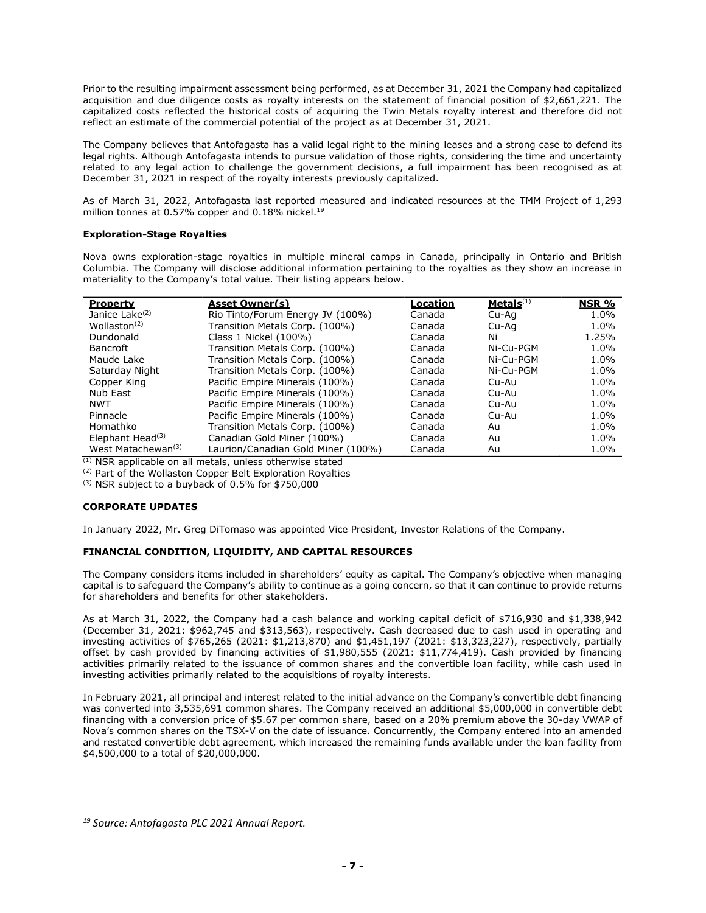Prior to the resulting impairment assessment being performed, as at December 31, 2021 the Company had capitalized acquisition and due diligence costs as royalty interests on the statement of financial position of $2,661,221. The capitalized costs reflected the historical costs of acquiring the Twin Metals royalty interest and therefore did not reflect an estimate of the commercial potential of the project as at December 31, 2021.

The Company believes that Antofagasta has a valid legal right to the mining leases and a strong case to defend its legal rights. Although Antofagasta intends to pursue validation of those rights, considering the time and uncertainty related to any legal action to challenge the government decisions, a full impairment has been recognised as at December 31, 2021 in respect of the royalty interests previously capitalized.

As of March 31, 2022, Antofagasta last reported measured and indicated resources at the TMM Project of 1,293 million tonnes at 0.57% copper and 0.18% nickel.[19]

**Exploration-Stage Royalties**

Nova owns exploration-stage royalties in multiple mineral camps in Canada, principally in Ontario and British Columbia. The Company will disclose additional information pertaining to the royalties as they show an increase in materiality to the Company's total value. Their listing appears below.

| Property | Asset Owner(s) | Location | Metals[1] | NSR % |
|---|---|---|---|---|
| Janice Lake[2] | Rio Tinto/Forum Energy JV (100%) | Canada | Cu-Ag | 1.0% |
| Wollaston[2] | Transition Metals Corp. (100%) | Canada | Cu-Ag | 1.0% |
| Dundonald | Class 1 Nickel (100%) | Canada | Ni | 1.25% |
| Bancroft | Transition Metals Corp. (100%) | Canada | Ni-Cu-PGM | 1.0% |
| Maude Lake | Transition Metals Corp. (100%) | Canada | Ni-Cu-PGM | 1.0% |
| Saturday Night | Transition Metals Corp. (100%) | Canada | Ni-Cu-PGM | 1.0% |
| Copper King | Pacific Empire Minerals (100%) | Canada | Cu-Au | 1.0% |
| Nub East | Pacific Empire Minerals (100%) | Canada | Cu-Au | 1.0% |
| NWT | Pacific Empire Minerals (100%) | Canada | Cu-Au | 1.0% |
| Pinnacle | Pacific Empire Minerals (100%) | Canada | Cu-Au | 1.0% |
| Homathko | Transition Metals Corp. (100%) | Canada | Au | 1.0% |
| Elephant Head[3] | Canadian Gold Miner (100%) | Canada | Au | 1.0% |
| West Matachewan[3] | Laurion/Canadian Gold Miner (100%) | Canada | Au | 1.0% |

[1] NSR applicable on all metals, unless otherwise stated

[2] Part of the Wollaston Copper Belt Exploration Royalties

[3] NSR subject to a buyback of 0.5% for $750,000

## CORPORATE UPDATES

In January 2022, Mr. Greg DiTomaso was appointed Vice President, Investor Relations of the Company.

## FINANCIAL CONDITION, LIQUIDITY, AND CAPITAL RESOURCES

The Company considers items included in shareholders' equity as capital. The Company's objective when managing capital is to safeguard the Company's ability to continue as a going concern, so that it can continue to provide returns for shareholders and benefits for other stakeholders.

As at March 31, 2022, the Company had a cash balance and working capital deficit of $716,930 and $1,338,942 (December 31, 2021: $962,745 and $313,563), respectively. Cash decreased due to cash used in operating and investing activities of $765,265 (2021: $1,213,870) and $1,451,197 (2021: $13,323,227), respectively, partially offset by cash provided by financing activities of $1,980,555 (2021: $11,774,419). Cash provided by financing activities primarily related to the issuance of common shares and the convertible loan facility, while cash used in investing activities primarily related to the acquisitions of royalty interests.

In February 2021, all principal and interest related to the initial advance on the Company's convertible debt financing was converted into 3,535,691 common shares. The Company received an additional $5,000,000 in convertible debt financing with a conversion price of $5.67 per common share, based on a 20% premium above the 30-day VWAP of Nova's common shares on the TSX-V on the date of issuance. Concurrently, the Company entered into an amended and restated convertible debt agreement, which increased the remaining funds available under the loan facility from $4,500,000 to a total of $20,000,000.

[19] *Source: Antofagasta PLC 2021 Annual Report.*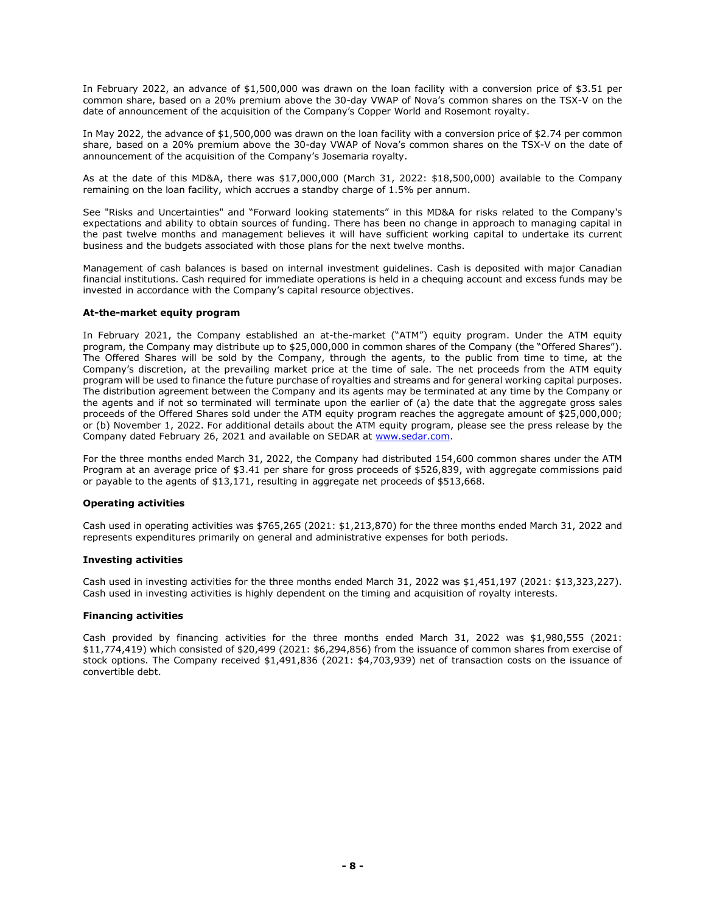In February 2022, an advance of $1,500,000 was drawn on the loan facility with a conversion price of $3.51 per common share, based on a 20% premium above the 30-day VWAP of Nova's common shares on the TSX-V on the date of announcement of the acquisition of the Company's Copper World and Rosemont royalty.

In May 2022, the advance of $1,500,000 was drawn on the loan facility with a conversion price of $2.74 per common share, based on a 20% premium above the 30-day VWAP of Nova's common shares on the TSX-V on the date of announcement of the acquisition of the Company's Josemaria royalty.

As at the date of this MD&A, there was $17,000,000 (March 31, 2022: $18,500,000) available to the Company remaining on the loan facility, which accrues a standby charge of 1.5% per annum.

See "Risks and Uncertainties" and "Forward looking statements" in this MD&A for risks related to the Company's expectations and ability to obtain sources of funding. There has been no change in approach to managing capital in the past twelve months and management believes it will have sufficient working capital to undertake its current business and the budgets associated with those plans for the next twelve months.

Management of cash balances is based on internal investment guidelines. Cash is deposited with major Canadian financial institutions. Cash required for immediate operations is held in a chequing account and excess funds may be invested in accordance with the Company's capital resource objectives.

**At-the-market equity program**

In February 2021, the Company established an at-the-market ("ATM") equity program. Under the ATM equity program, the Company may distribute up to $25,000,000 in common shares of the Company (the "Offered Shares"). The Offered Shares will be sold by the Company, through the agents, to the public from time to time, at the Company's discretion, at the prevailing market price at the time of sale. The net proceeds from the ATM equity program will be used to finance the future purchase of royalties and streams and for general working capital purposes. The distribution agreement between the Company and its agents may be terminated at any time by the Company or the agents and if not so terminated will terminate upon the earlier of (a) the date that the aggregate gross sales proceeds of the Offered Shares sold under the ATM equity program reaches the aggregate amount of $25,000,000; or (b) November 1, 2022. For additional details about the ATM equity program, please see the press release by the Company dated February 26, 2021 and available on SEDAR at www.sedar.com.

For the three months ended March 31, 2022, the Company had distributed 154,600 common shares under the ATM Program at an average price of $3.41 per share for gross proceeds of $526,839, with aggregate commissions paid or payable to the agents of $13,171, resulting in aggregate net proceeds of $513,668.

**Operating activities**

Cash used in operating activities was $765,265 (2021: $1,213,870) for the three months ended March 31, 2022 and represents expenditures primarily on general and administrative expenses for both periods.

**Investing activities**

Cash used in investing activities for the three months ended March 31, 2022 was $1,451,197 (2021: $13,323,227). Cash used in investing activities is highly dependent on the timing and acquisition of royalty interests.

**Financing activities**

Cash provided by financing activities for the three months ended March 31, 2022 was $1,980,555 (2021: $11,774,419) which consisted of $20,499 (2021: $6,294,856) from the issuance of common shares from exercise of stock options. The Company received $1,491,836 (2021: $4,703,939) net of transaction costs on the issuance of convertible debt.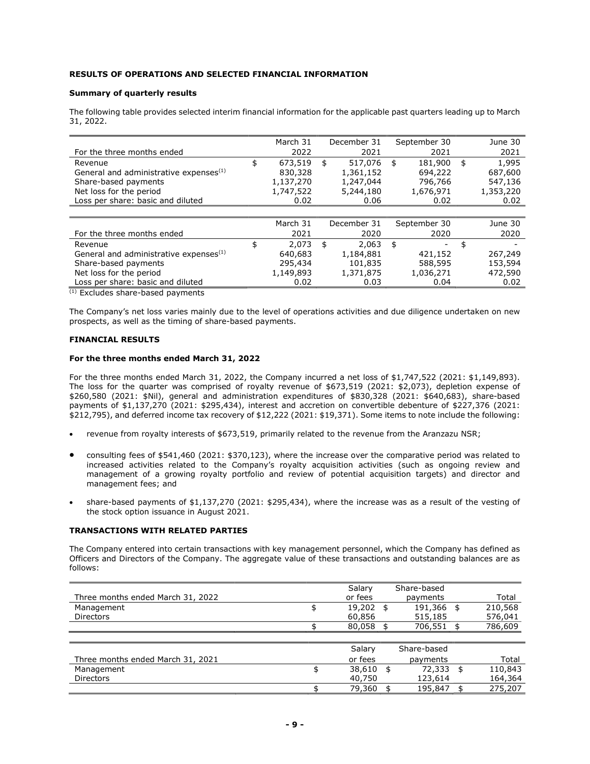**RESULTS OF OPERATIONS AND SELECTED FINANCIAL INFORMATION**

**Summary of quarterly results**

The following table provides selected interim financial information for the applicable past quarters leading up to March 31, 2022.

| For the three months ended | March 31 2022 | December 31 2021 | September 30 2021 | June 30 2021 |
|---|---|---|---|---|
| Revenue | $ 673,519 | $ 517,076 | $ 181,900 | $ 1,995 |
| General and administrative expenses[(1)] | 830,328 | 1,361,152 | 694,222 | 687,600 |
| Share-based payments | 1,137,270 | 1,247,044 | 796,766 | 547,136 |
| Net loss for the period | 1,747,522 | 5,244,180 | 1,676,971 | 1,353,220 |
| Loss per share: basic and diluted | 0.02 | 0.06 | 0.02 | 0.02 |

| For the three months ended | March 31 2021 | December 31 2020 | September 30 2020 | June 30 2020 |
|---|---|---|---|---|
| Revenue | $ 2,073 | $ 2,063 | $ - | $ - |
| General and administrative expenses[(1)] | 640,683 | 1,184,881 | 421,152 | 267,249 |
| Share-based payments | 295,434 | 101,835 | 588,595 | 153,594 |
| Net loss for the period | 1,149,893 | 1,371,875 | 1,036,271 | 472,590 |
| Loss per share: basic and diluted | 0.02 | 0.03 | 0.04 | 0.02 |

[(1)] Excludes share-based payments

The Company's net loss varies mainly due to the level of operations activities and due diligence undertaken on new prospects, as well as the timing of share-based payments.

**FINANCIAL RESULTS**

**For the three months ended March 31, 2022**

For the three months ended March 31, 2022, the Company incurred a net loss of $1,747,522 (2021: $1,149,893). The loss for the quarter was comprised of royalty revenue of $673,519 (2021: $2,073), depletion expense of $260,580 (2021: $Nil), general and administration expenditures of $830,328 (2021: $640,683), share-based payments of $1,137,270 (2021: $295,434), interest and accretion on convertible debenture of $227,376 (2021: $212,795), and deferred income tax recovery of $12,222 (2021: $19,371). Some items to note include the following:

- revenue from royalty interests of $673,519, primarily related to the revenue from the Aranzazu NSR;
- consulting fees of $541,460 (2021: $370,123), where the increase over the comparative period was related to increased activities related to the Company's royalty acquisition activities (such as ongoing review and management of a growing royalty portfolio and review of potential acquisition targets) and director and management fees; and
- share-based payments of $1,137,270 (2021: $295,434), where the increase was as a result of the vesting of the stock option issuance in August 2021.

**TRANSACTIONS WITH RELATED PARTIES**

The Company entered into certain transactions with key management personnel, which the Company has defined as Officers and Directors of the Company. The aggregate value of these transactions and outstanding balances are as follows:

| Three months ended March 31, 2022 | Salary or fees | Share-based payments | Total |
|---|---|---|---|
| Management | $ 19,202 | $ 191,366 | $ 210,568 |
| Directors | 60,856 | 515,185 | 576,041 |
| | $ 80,058 | $ 706,551 | $ 786,609 |

| Three months ended March 31, 2021 | Salary or fees | Share-based payments | Total |
|---|---|---|---|
| Management | $ 38,610 | $ 72,333 | $ 110,843 |
| Directors | 40,750 | 123,614 | 164,364 |
| | $ 79,360 | $ 195,847 | $ 275,207 |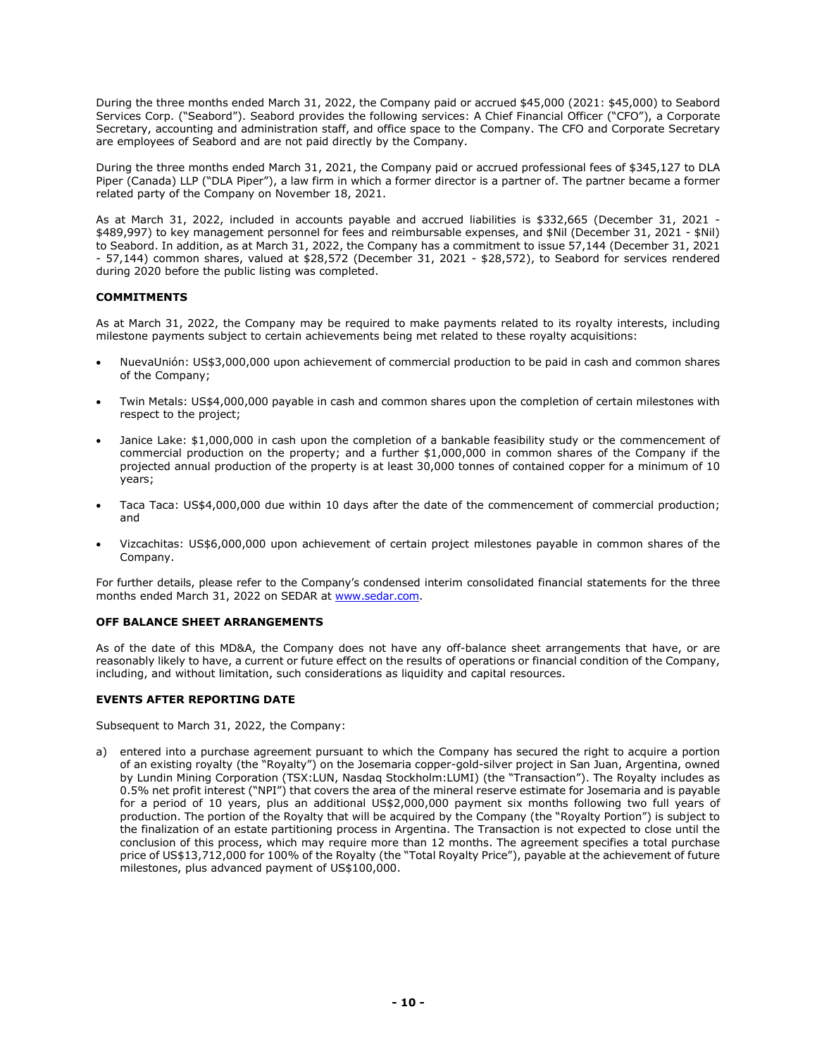During the three months ended March 31, 2022, the Company paid or accrued $45,000 (2021: $45,000) to Seabord Services Corp. ("Seabord"). Seabord provides the following services: A Chief Financial Officer ("CFO"), a Corporate Secretary, accounting and administration staff, and office space to the Company. The CFO and Corporate Secretary are employees of Seabord and are not paid directly by the Company.

During the three months ended March 31, 2021, the Company paid or accrued professional fees of $345,127 to DLA Piper (Canada) LLP ("DLA Piper"), a law firm in which a former director is a partner of. The partner became a former related party of the Company on November 18, 2021.

As at March 31, 2022, included in accounts payable and accrued liabilities is $332,665 (December 31, 2021 - $489,997) to key management personnel for fees and reimbursable expenses, and $Nil (December 31, 2021 - $Nil) to Seabord. In addition, as at March 31, 2022, the Company has a commitment to issue 57,144 (December 31, 2021 - 57,144) common shares, valued at $28,572 (December 31, 2021 - $28,572), to Seabord for services rendered during 2020 before the public listing was completed.

## COMMITMENTS

As at March 31, 2022, the Company may be required to make payments related to its royalty interests, including milestone payments subject to certain achievements being met related to these royalty acquisitions:

- NuevaUnión: US$3,000,000 upon achievement of commercial production to be paid in cash and common shares of the Company;
- Twin Metals: US$4,000,000 payable in cash and common shares upon the completion of certain milestones with respect to the project;
- Janice Lake: $1,000,000 in cash upon the completion of a bankable feasibility study or the commencement of commercial production on the property; and a further $1,000,000 in common shares of the Company if the projected annual production of the property is at least 30,000 tonnes of contained copper for a minimum of 10 years;
- Taca Taca: US$4,000,000 due within 10 days after the date of the commencement of commercial production; and
- Vizcachitas: US$6,000,000 upon achievement of certain project milestones payable in common shares of the Company.

For further details, please refer to the Company's condensed interim consolidated financial statements for the three months ended March 31, 2022 on SEDAR at www.sedar.com.

## OFF BALANCE SHEET ARRANGEMENTS

As of the date of this MD&A, the Company does not have any off-balance sheet arrangements that have, or are reasonably likely to have, a current or future effect on the results of operations or financial condition of the Company, including, and without limitation, such considerations as liquidity and capital resources.

## EVENTS AFTER REPORTING DATE

Subsequent to March 31, 2022, the Company:

a) entered into a purchase agreement pursuant to which the Company has secured the right to acquire a portion of an existing royalty (the "Royalty") on the Josemaria copper-gold-silver project in San Juan, Argentina, owned by Lundin Mining Corporation (TSX:LUN, Nasdaq Stockholm:LUMI) (the "Transaction"). The Royalty includes as 0.5% net profit interest ("NPI") that covers the area of the mineral reserve estimate for Josemaria and is payable for a period of 10 years, plus an additional US$2,000,000 payment six months following two full years of production. The portion of the Royalty that will be acquired by the Company (the "Royalty Portion") is subject to the finalization of an estate partitioning process in Argentina. The Transaction is not expected to close until the conclusion of this process, which may require more than 12 months. The agreement specifies a total purchase price of US$13,712,000 for 100% of the Royalty (the "Total Royalty Price"), payable at the achievement of future milestones, plus advanced payment of US$100,000.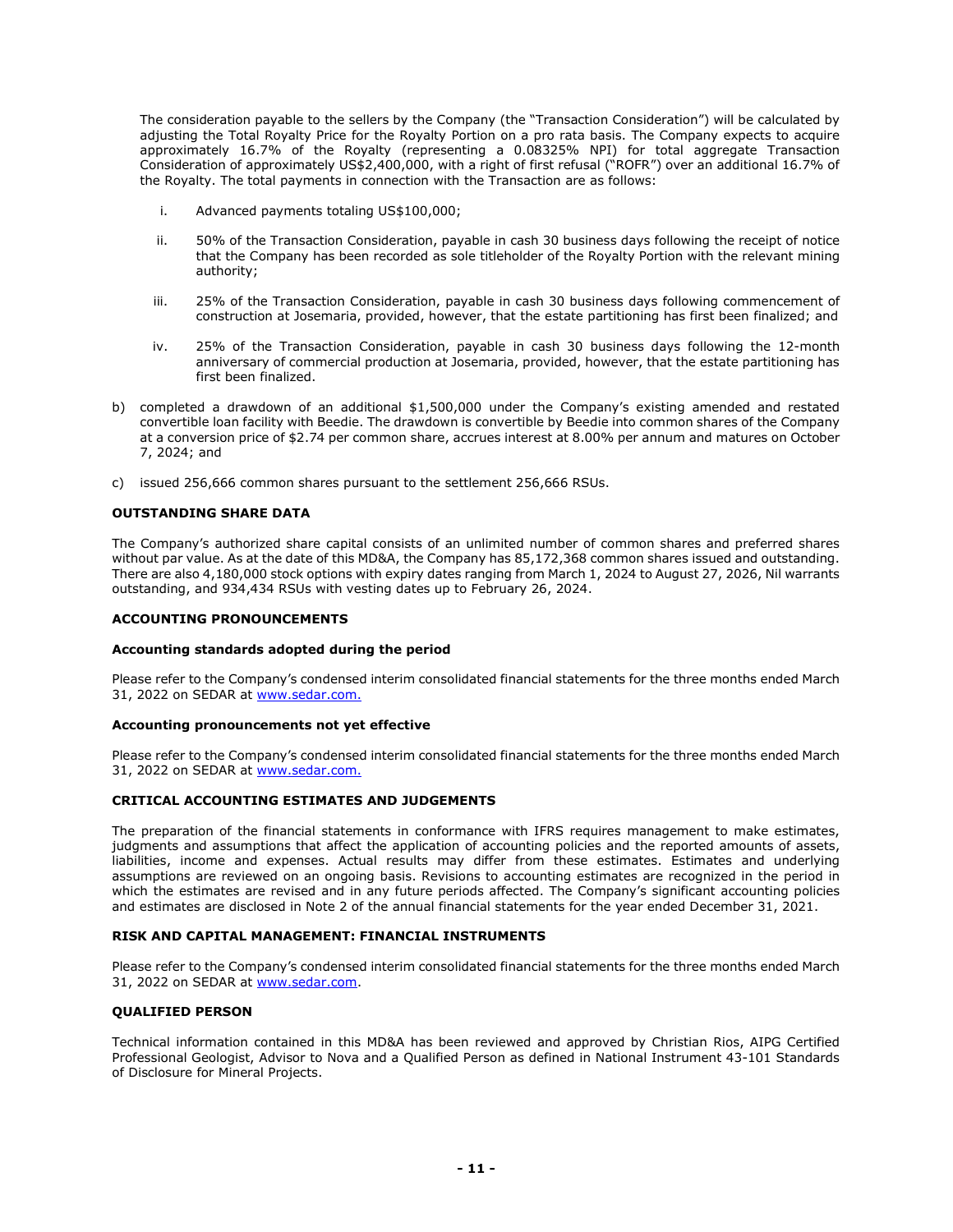The consideration payable to the sellers by the Company (the "Transaction Consideration") will be calculated by adjusting the Total Royalty Price for the Royalty Portion on a pro rata basis. The Company expects to acquire approximately 16.7% of the Royalty (representing a 0.08325% NPI) for total aggregate Transaction Consideration of approximately US$2,400,000, with a right of first refusal ("ROFR") over an additional 16.7% of the Royalty. The total payments in connection with the Transaction are as follows:

i. Advanced payments totaling US$100,000;

ii. 50% of the Transaction Consideration, payable in cash 30 business days following the receipt of notice that the Company has been recorded as sole titleholder of the Royalty Portion with the relevant mining authority;

iii. 25% of the Transaction Consideration, payable in cash 30 business days following commencement of construction at Josemaria, provided, however, that the estate partitioning has first been finalized; and

iv. 25% of the Transaction Consideration, payable in cash 30 business days following the 12-month anniversary of commercial production at Josemaria, provided, however, that the estate partitioning has first been finalized.

b) completed a drawdown of an additional $1,500,000 under the Company's existing amended and restated convertible loan facility with Beedie. The drawdown is convertible by Beedie into common shares of the Company at a conversion price of $2.74 per common share, accrues interest at 8.00% per annum and matures on October 7, 2024; and

c) issued 256,666 common shares pursuant to the settlement 256,666 RSUs.

## OUTSTANDING SHARE DATA

The Company's authorized share capital consists of an unlimited number of common shares and preferred shares without par value. As at the date of this MD&A, the Company has 85,172,368 common shares issued and outstanding. There are also 4,180,000 stock options with expiry dates ranging from March 1, 2024 to August 27, 2026, Nil warrants outstanding, and 934,434 RSUs with vesting dates up to February 26, 2024.

## ACCOUNTING PRONOUNCEMENTS

### Accounting standards adopted during the period

Please refer to the Company's condensed interim consolidated financial statements for the three months ended March 31, 2022 on SEDAR at www.sedar.com.

### Accounting pronouncements not yet effective

Please refer to the Company's condensed interim consolidated financial statements for the three months ended March 31, 2022 on SEDAR at www.sedar.com.

## CRITICAL ACCOUNTING ESTIMATES AND JUDGEMENTS

The preparation of the financial statements in conformance with IFRS requires management to make estimates, judgments and assumptions that affect the application of accounting policies and the reported amounts of assets, liabilities, income and expenses. Actual results may differ from these estimates. Estimates and underlying assumptions are reviewed on an ongoing basis. Revisions to accounting estimates are recognized in the period in which the estimates are revised and in any future periods affected. The Company's significant accounting policies and estimates are disclosed in Note 2 of the annual financial statements for the year ended December 31, 2021.

## RISK AND CAPITAL MANAGEMENT: FINANCIAL INSTRUMENTS

Please refer to the Company's condensed interim consolidated financial statements for the three months ended March 31, 2022 on SEDAR at www.sedar.com.

## QUALIFIED PERSON

Technical information contained in this MD&A has been reviewed and approved by Christian Rios, AIPG Certified Professional Geologist, Advisor to Nova and a Qualified Person as defined in National Instrument 43-101 Standards of Disclosure for Mineral Projects.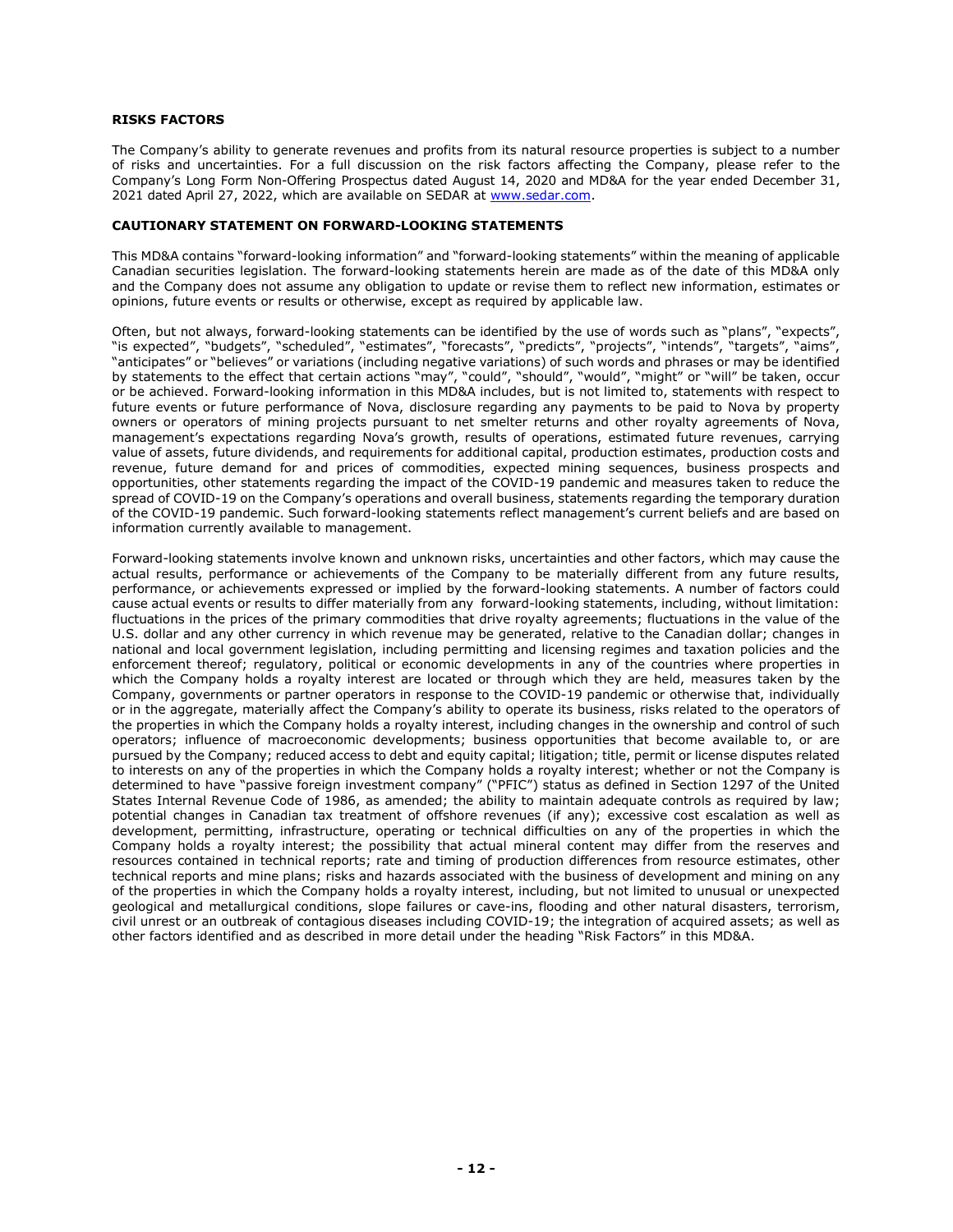## RISKS FACTORS

The Company's ability to generate revenues and profits from its natural resource properties is subject to a number of risks and uncertainties. For a full discussion on the risk factors affecting the Company, please refer to the Company's Long Form Non-Offering Prospectus dated August 14, 2020 and MD&A for the year ended December 31, 2021 dated April 27, 2022, which are available on SEDAR at www.sedar.com.

## CAUTIONARY STATEMENT ON FORWARD-LOOKING STATEMENTS

This MD&A contains "forward-looking information" and "forward-looking statements" within the meaning of applicable Canadian securities legislation. The forward-looking statements herein are made as of the date of this MD&A only and the Company does not assume any obligation to update or revise them to reflect new information, estimates or opinions, future events or results or otherwise, except as required by applicable law.

Often, but not always, forward-looking statements can be identified by the use of words such as "plans", "expects", "is expected", "budgets", "scheduled", "estimates", "forecasts", "predicts", "projects", "intends", "targets", "aims", "anticipates" or "believes" or variations (including negative variations) of such words and phrases or may be identified by statements to the effect that certain actions "may", "could", "should", "would", "might" or "will" be taken, occur or be achieved. Forward-looking information in this MD&A includes, but is not limited to, statements with respect to future events or future performance of Nova, disclosure regarding any payments to be paid to Nova by property owners or operators of mining projects pursuant to net smelter returns and other royalty agreements of Nova, management's expectations regarding Nova's growth, results of operations, estimated future revenues, carrying value of assets, future dividends, and requirements for additional capital, production estimates, production costs and revenue, future demand for and prices of commodities, expected mining sequences, business prospects and opportunities, other statements regarding the impact of the COVID-19 pandemic and measures taken to reduce the spread of COVID-19 on the Company's operations and overall business, statements regarding the temporary duration of the COVID-19 pandemic. Such forward-looking statements reflect management's current beliefs and are based on information currently available to management.

Forward-looking statements involve known and unknown risks, uncertainties and other factors, which may cause the actual results, performance or achievements of the Company to be materially different from any future results, performance, or achievements expressed or implied by the forward-looking statements. A number of factors could cause actual events or results to differ materially from any forward-looking statements, including, without limitation: fluctuations in the prices of the primary commodities that drive royalty agreements; fluctuations in the value of the U.S. dollar and any other currency in which revenue may be generated, relative to the Canadian dollar; changes in national and local government legislation, including permitting and licensing regimes and taxation policies and the enforcement thereof; regulatory, political or economic developments in any of the countries where properties in which the Company holds a royalty interest are located or through which they are held, measures taken by the Company, governments or partner operators in response to the COVID-19 pandemic or otherwise that, individually or in the aggregate, materially affect the Company's ability to operate its business, risks related to the operators of the properties in which the Company holds a royalty interest, including changes in the ownership and control of such operators; influence of macroeconomic developments; business opportunities that become available to, or are pursued by the Company; reduced access to debt and equity capital; litigation; title, permit or license disputes related to interests on any of the properties in which the Company holds a royalty interest; whether or not the Company is determined to have "passive foreign investment company" ("PFIC") status as defined in Section 1297 of the United States Internal Revenue Code of 1986, as amended; the ability to maintain adequate controls as required by law; potential changes in Canadian tax treatment of offshore revenues (if any); excessive cost escalation as well as development, permitting, infrastructure, operating or technical difficulties on any of the properties in which the Company holds a royalty interest; the possibility that actual mineral content may differ from the reserves and resources contained in technical reports; rate and timing of production differences from resource estimates, other technical reports and mine plans; risks and hazards associated with the business of development and mining on any of the properties in which the Company holds a royalty interest, including, but not limited to unusual or unexpected geological and metallurgical conditions, slope failures or cave-ins, flooding and other natural disasters, terrorism, civil unrest or an outbreak of contagious diseases including COVID-19; the integration of acquired assets; as well as other factors identified and as described in more detail under the heading "Risk Factors" in this MD&A.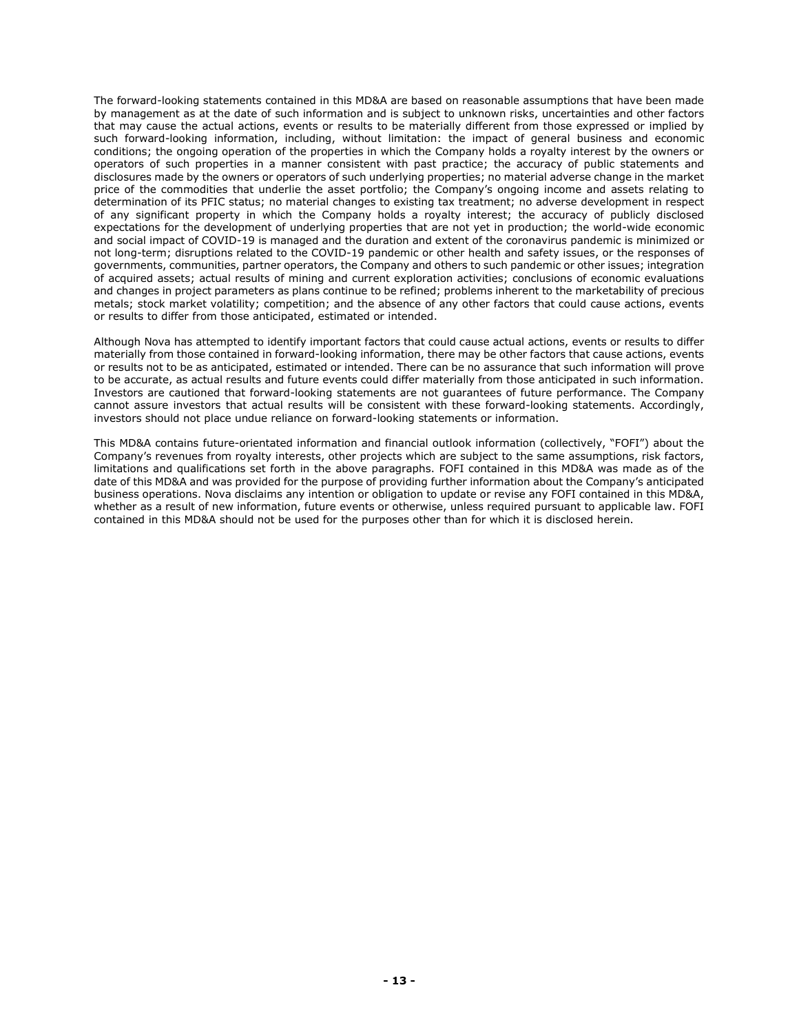The forward-looking statements contained in this MD&A are based on reasonable assumptions that have been made by management as at the date of such information and is subject to unknown risks, uncertainties and other factors that may cause the actual actions, events or results to be materially different from those expressed or implied by such forward-looking information, including, without limitation: the impact of general business and economic conditions; the ongoing operation of the properties in which the Company holds a royalty interest by the owners or operators of such properties in a manner consistent with past practice; the accuracy of public statements and disclosures made by the owners or operators of such underlying properties; no material adverse change in the market price of the commodities that underlie the asset portfolio; the Company's ongoing income and assets relating to determination of its PFIC status; no material changes to existing tax treatment; no adverse development in respect of any significant property in which the Company holds a royalty interest; the accuracy of publicly disclosed expectations for the development of underlying properties that are not yet in production; the world-wide economic and social impact of COVID-19 is managed and the duration and extent of the coronavirus pandemic is minimized or not long-term; disruptions related to the COVID-19 pandemic or other health and safety issues, or the responses of governments, communities, partner operators, the Company and others to such pandemic or other issues; integration of acquired assets; actual results of mining and current exploration activities; conclusions of economic evaluations and changes in project parameters as plans continue to be refined; problems inherent to the marketability of precious metals; stock market volatility; competition; and the absence of any other factors that could cause actions, events or results to differ from those anticipated, estimated or intended.

Although Nova has attempted to identify important factors that could cause actual actions, events or results to differ materially from those contained in forward-looking information, there may be other factors that cause actions, events or results not to be as anticipated, estimated or intended. There can be no assurance that such information will prove to be accurate, as actual results and future events could differ materially from those anticipated in such information. Investors are cautioned that forward-looking statements are not guarantees of future performance. The Company cannot assure investors that actual results will be consistent with these forward-looking statements. Accordingly, investors should not place undue reliance on forward-looking statements or information.

This MD&A contains future-orientated information and financial outlook information (collectively, "FOFI") about the Company's revenues from royalty interests, other projects which are subject to the same assumptions, risk factors, limitations and qualifications set forth in the above paragraphs. FOFI contained in this MD&A was made as of the date of this MD&A and was provided for the purpose of providing further information about the Company's anticipated business operations. Nova disclaims any intention or obligation to update or revise any FOFI contained in this MD&A, whether as a result of new information, future events or otherwise, unless required pursuant to applicable law. FOFI contained in this MD&A should not be used for the purposes other than for which it is disclosed herein.